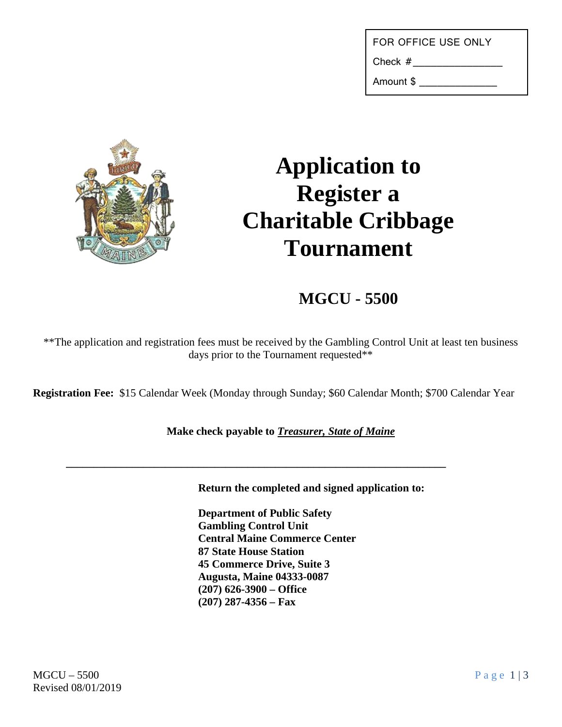FOR OFFICE USE ONLY

Check # _______________

Amount $ _____________

# Application to Register a Charitable Cribbage Tournament

## MGCU - 5500

**The application and registration fees must be received by the Gambling Control Unit at least ten business days prior to the Tournament requested**

**Registration Fee:** $15 Calendar Week (Monday through Sunday; $60 Calendar Month; $700 Calendar Year

**Make check payable to *Treasurer, State of Maine***

---

**Return the completed and signed application to:**

**Department of Public Safety**
**Gambling Control Unit**
**Central Maine Commerce Center**
**87 State House Station**
**45 Commerce Drive, Suite 3**
**Augusta, Maine 04333-0087**
**(207) 626-3900 – Office**
**(207) 287-4356 – Fax**

MGCU – 5500
Revised 08/01/2019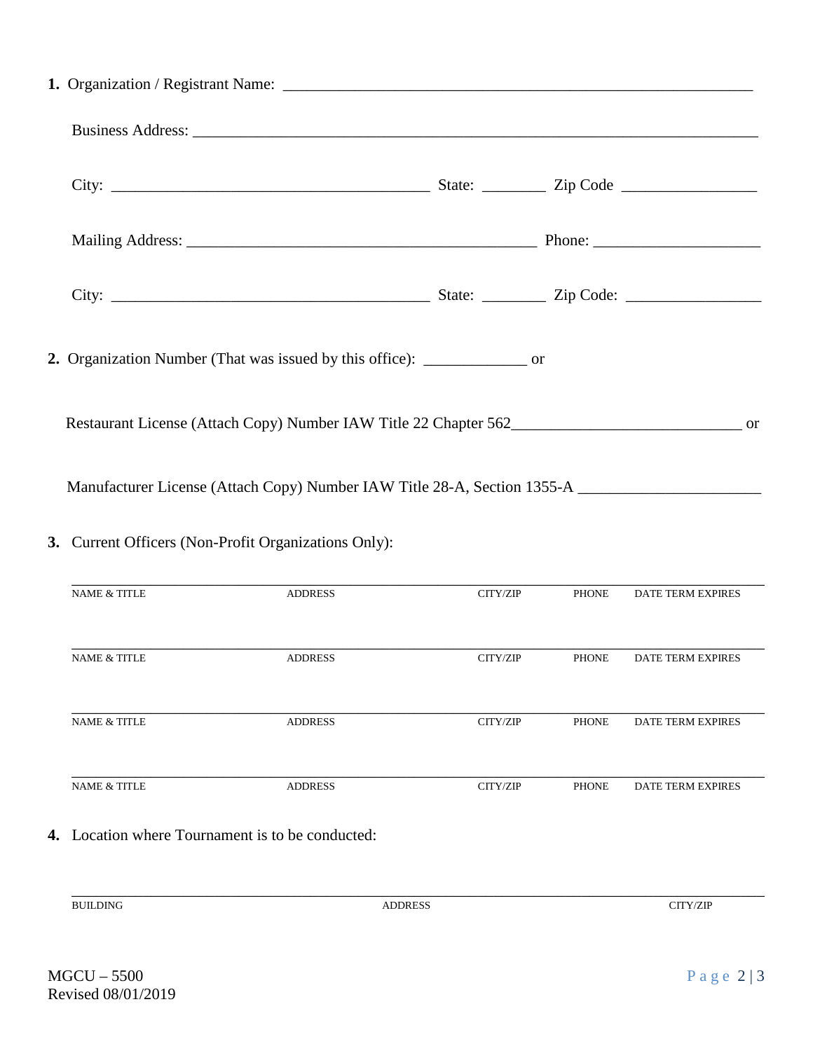**1.** Organization / Registrant Name: ______________________________________________________________

Business Address: ___________________________________________________________________________

City: ________________________________________ State: ________ Zip Code _________________

Mailing Address: ____________________________________________ Phone: _____________________

City: ________________________________________ State: ________ Zip Code: _________________

**2.** Organization Number (That was issued by this office): _____________ or

Restaurant License (Attach Copy) Number IAW Title 22 Chapter 562_____________________________ or

Manufacturer License (Attach Copy) Number IAW Title 28-A, Section 1355-A _______________________

**3.** Current Officers (Non-Profit Organizations Only):

| NAME & TITLE | ADDRESS | CITY/ZIP | PHONE | DATE TERM EXPIRES |
|---|---|---|---|---|
| | | | | |
| | | | | |
| | | | | |
| | | | | |

**4.** Location where Tournament is to be conducted:

| BUILDING | ADDRESS | CITY/ZIP |
|---|---|---|
| | | |

MGCU – 5500
Revised 08/01/2019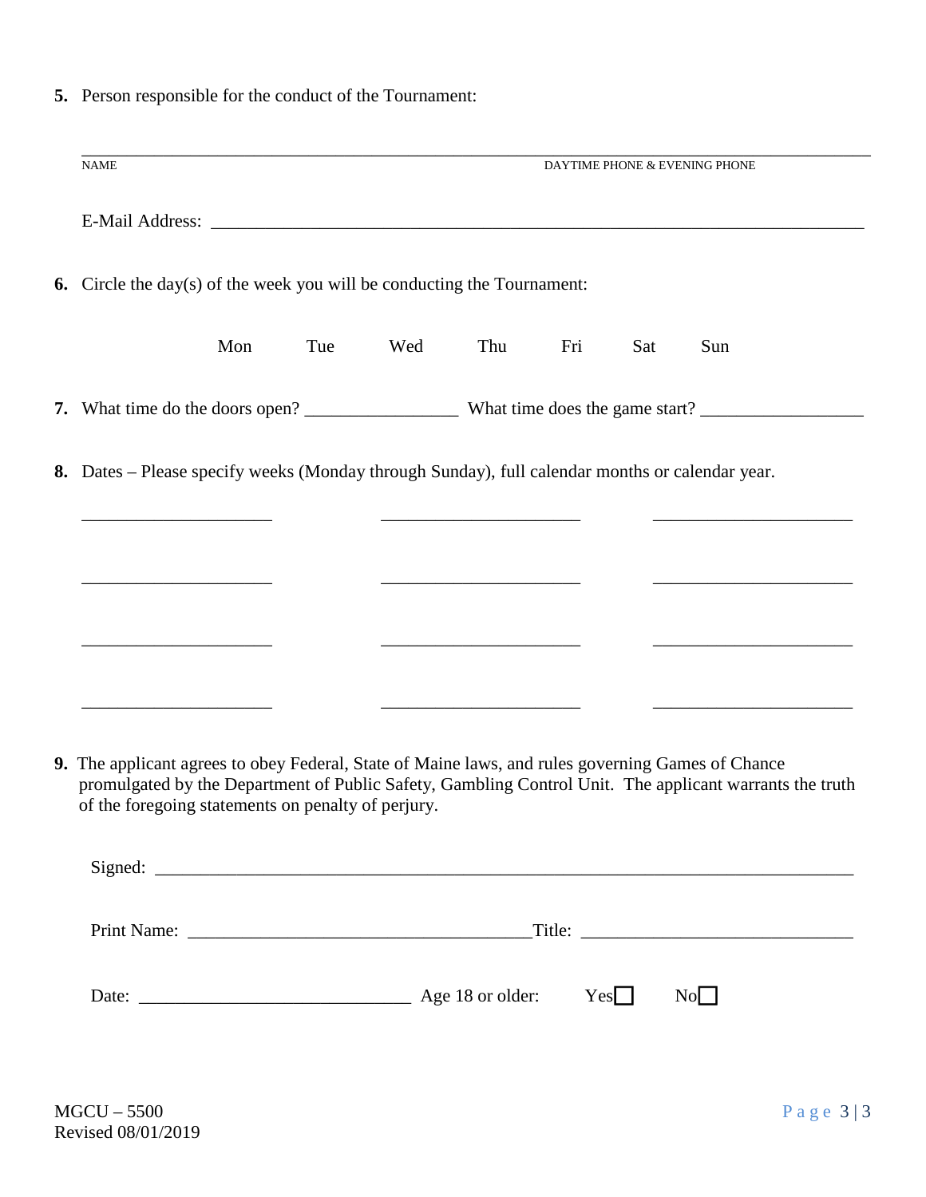**5.** Person responsible for the conduct of the Tournament:

______________________________________________________________________________

NAME DAYTIME PHONE & EVENING PHONE

E-Mail Address: ______________________________________________________________

**6.** Circle the day(s) of the week you will be conducting the Tournament:

Mon Tue Wed Thu Fri Sat Sun

**7.** What time do the doors open? _________________ What time does the game start? __________________

**8.** Dates – Please specify weeks (Monday through Sunday), full calendar months or calendar year.

_____________________ _____________________ _____________________

_____________________ _____________________ _____________________

_____________________ _____________________ _____________________

_____________________ _____________________ _____________________

**9.** The applicant agrees to obey Federal, State of Maine laws, and rules governing Games of Chance promulgated by the Department of Public Safety, Gambling Control Unit. The applicant warrants the truth of the foregoing statements on penalty of perjury.

Signed: ______________________________________________________________________

Print Name: ______________________________________Title: ______________________________

Date: ______________________________ Age 18 or older: Yes☐ No☐

MGCU – 5500
Revised 08/01/2019